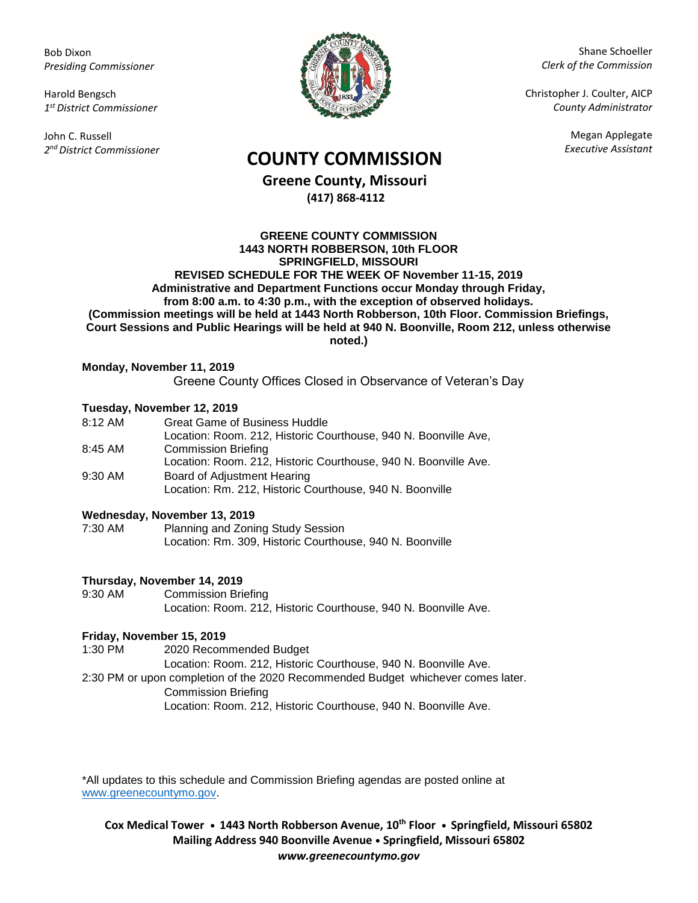Bob Dixon
*Presiding Commissioner*

Harold Bengsch
*1st District Commissioner*

John C. Russell
*2nd District Commissioner*

Shane Schoeller
*Clerk of the Commission*

Christopher J. Coulter, AICP
*County Administrator*

Megan Applegate
*Executive Assistant*

# COUNTY COMMISSION

## Greene County, Missouri

**(417) 868-4112**

**GREENE COUNTY COMMISSION**
**1443 NORTH ROBBERSON, 10th FLOOR**
**SPRINGFIELD, MISSOURI**
**REVISED SCHEDULE FOR THE WEEK OF November 11-15, 2019**
**Administrative and Department Functions occur Monday through Friday, from 8:00 a.m. to 4:30 p.m., with the exception of observed holidays.**
**(Commission meetings will be held at 1443 North Robberson, 10th Floor. Commission Briefings, Court Sessions and Public Hearings will be held at 940 N. Boonville, Room 212, unless otherwise noted.)**

**Monday, November 11, 2019**

Greene County Offices Closed in Observance of Veteran's Day

**Tuesday, November 12, 2019**

8:12 AM Great Game of Business Huddle
Location: Room. 212, Historic Courthouse, 940 N. Boonville Ave,

8:45 AM Commission Briefing
Location: Room. 212, Historic Courthouse, 940 N. Boonville Ave.

9:30 AM Board of Adjustment Hearing
Location: Rm. 212, Historic Courthouse, 940 N. Boonville

**Wednesday, November 13, 2019**

7:30 AM Planning and Zoning Study Session
Location: Rm. 309, Historic Courthouse, 940 N. Boonville

**Thursday, November 14, 2019**

9:30 AM Commission Briefing
Location: Room. 212, Historic Courthouse, 940 N. Boonville Ave.

**Friday, November 15, 2019**

1:30 PM 2020 Recommended Budget
Location: Room. 212, Historic Courthouse, 940 N. Boonville Ave.

2:30 PM or upon completion of the 2020 Recommended Budget whichever comes later.
Commission Briefing
Location: Room. 212, Historic Courthouse, 940 N. Boonville Ave.

*All updates to this schedule and Commission Briefing agendas are posted online at www.greenecountymo.gov.

**Cox Medical Tower • 1443 North Robberson Avenue, 10th Floor • Springfield, Missouri 65802**
**Mailing Address 940 Boonville Avenue • Springfield, Missouri 65802**
***www.greenecountymo.gov***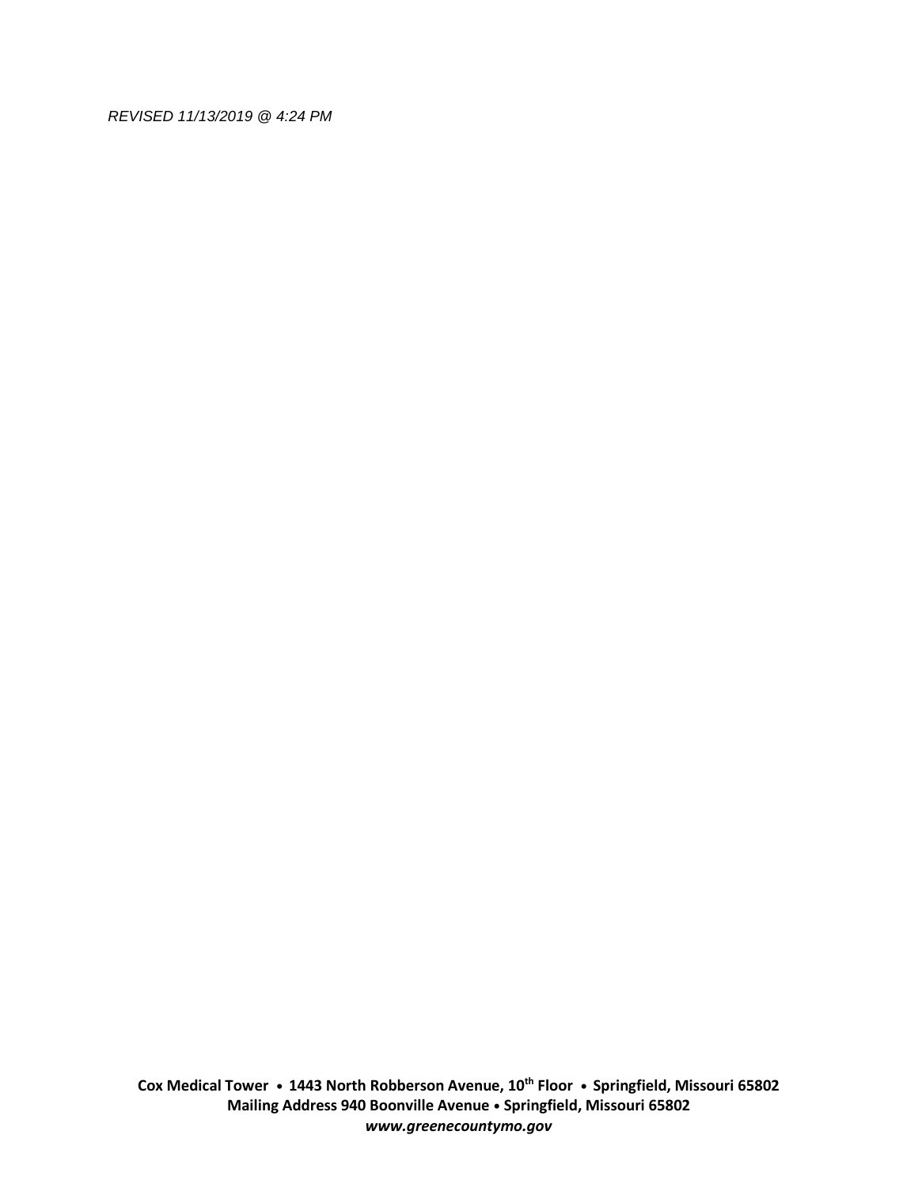*REVISED 11/13/2019 @ 4:24 PM*